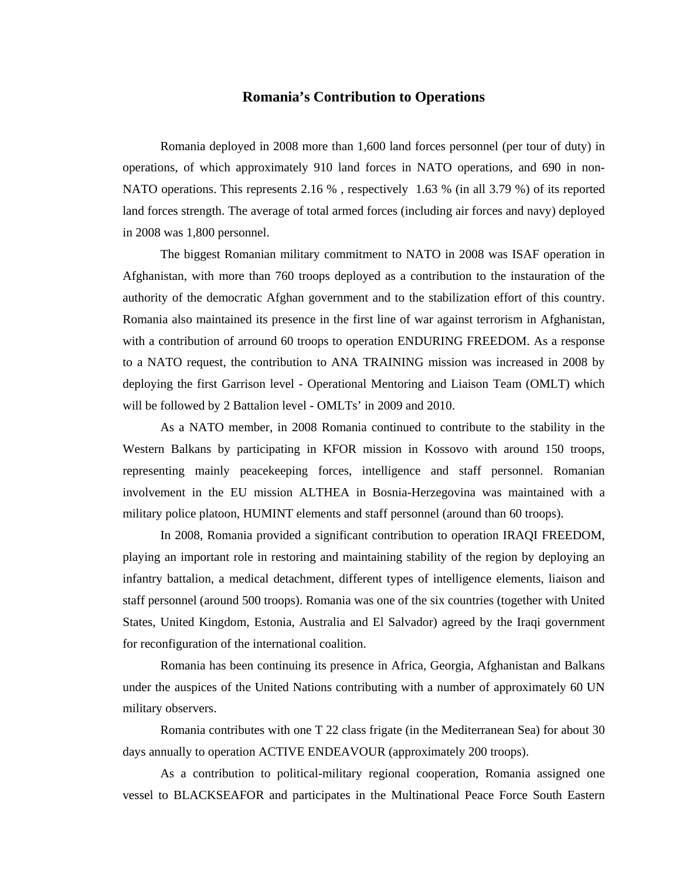# Romania's Contribution to Operations

Romania deployed in 2008 more than 1,600 land forces personnel (per tour of duty) in operations, of which approximately 910 land forces in NATO operations, and 690 in non-NATO operations. This represents 2.16 % , respectively 1.63 % (in all 3.79 %) of its reported land forces strength. The average of total armed forces (including air forces and navy) deployed in 2008 was 1,800 personnel.

The biggest Romanian military commitment to NATO in 2008 was ISAF operation in Afghanistan, with more than 760 troops deployed as a contribution to the instauration of the authority of the democratic Afghan government and to the stabilization effort of this country. Romania also maintained its presence in the first line of war against terrorism in Afghanistan, with a contribution of arround 60 troops to operation ENDURING FREEDOM. As a response to a NATO request, the contribution to ANA TRAINING mission was increased in 2008 by deploying the first Garrison level - Operational Mentoring and Liaison Team (OMLT) which will be followed by 2 Battalion level - OMLTs' in 2009 and 2010.

As a NATO member, in 2008 Romania continued to contribute to the stability in the Western Balkans by participating in KFOR mission in Kossovo with around 150 troops, representing mainly peacekeeping forces, intelligence and staff personnel. Romanian involvement in the EU mission ALTHEA in Bosnia-Herzegovina was maintained with a military police platoon, HUMINT elements and staff personnel (around than 60 troops).

In 2008, Romania provided a significant contribution to operation IRAQI FREEDOM, playing an important role in restoring and maintaining stability of the region by deploying an infantry battalion, a medical detachment, different types of intelligence elements, liaison and staff personnel (around 500 troops). Romania was one of the six countries (together with United States, United Kingdom, Estonia, Australia and El Salvador) agreed by the Iraqi government for reconfiguration of the international coalition.

Romania has been continuing its presence in Africa, Georgia, Afghanistan and Balkans under the auspices of the United Nations contributing with a number of approximately 60 UN military observers.

Romania contributes with one T 22 class frigate (in the Mediterranean Sea) for about 30 days annually to operation ACTIVE ENDEAVOUR (approximately 200 troops).

As a contribution to political-military regional cooperation, Romania assigned one vessel to BLACKSEAFOR and participates in the Multinational Peace Force South Eastern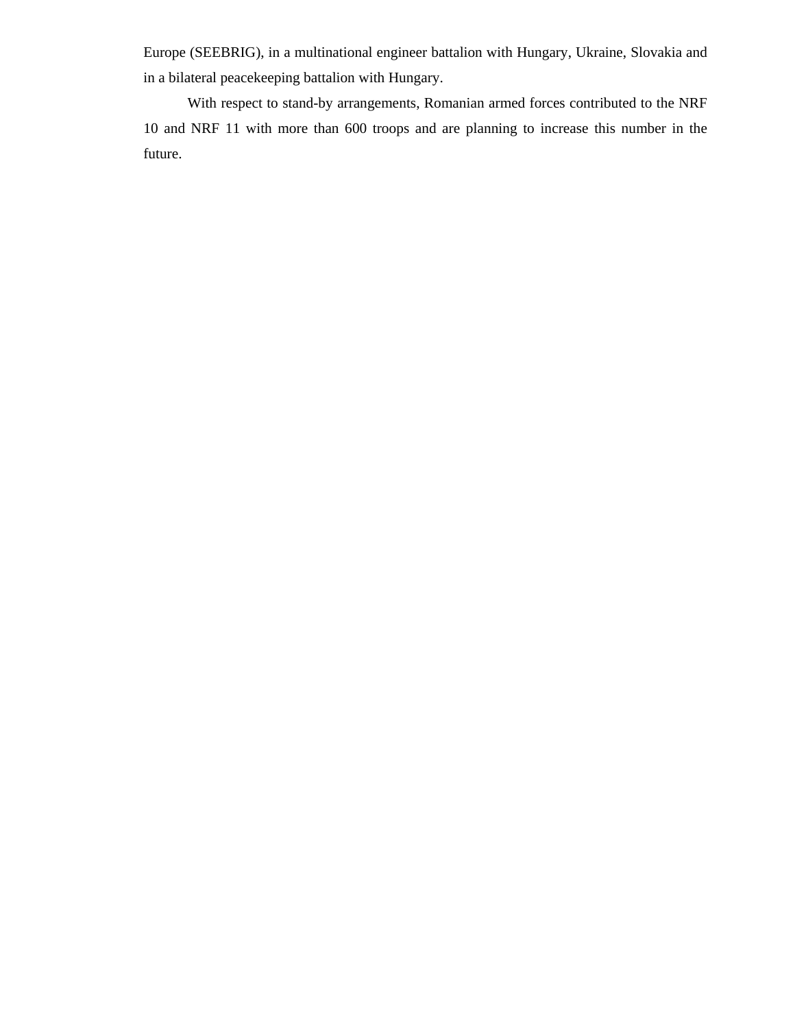Europe (SEEBRIG), in a multinational engineer battalion with Hungary, Ukraine, Slovakia and in a bilateral peacekeeping battalion with Hungary.

With respect to stand-by arrangements, Romanian armed forces contributed to the NRF 10 and NRF 11 with more than 600 troops and are planning to increase this number in the future.